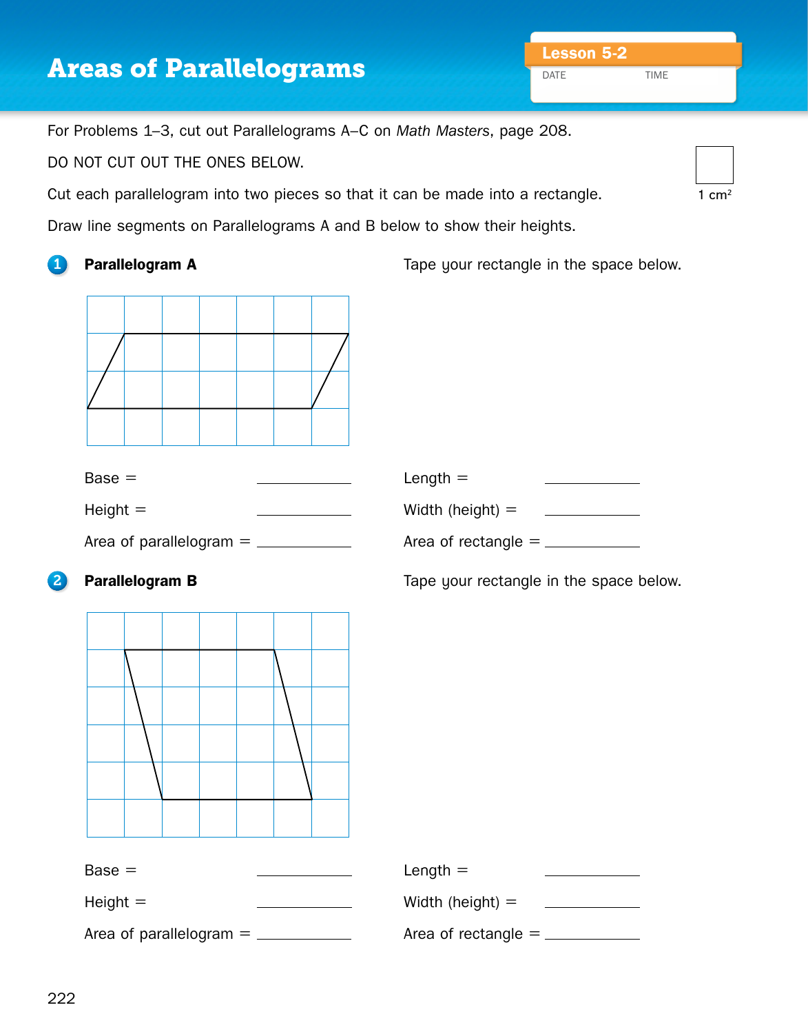# Areas of Parallelograms

**Lesson 5-2**

DATE TIME

For Problems 1–3, cut out Parallelograms A–C on *Math Masters*, page 208.

DO NOT CUT OUT THE ONES BELOW.

Cut each parallelogram into two pieces so that it can be made into a rectangle.

1 cm²

Draw line segments on Parallelograms A and B below to show their heights.

**1** **Parallelogram A**

Tape your rectangle in the space below.

Base = ____________

Height = ____________

Area of parallelogram = ____________

Length = ____________

Width (height) = ____________

Area of rectangle = ____________

**2** **Parallelogram B**

Tape your rectangle in the space below.

Base = ____________

Height = ____________

Area of parallelogram = ____________

Length = ____________

Width (height) = ____________

Area of rectangle = ____________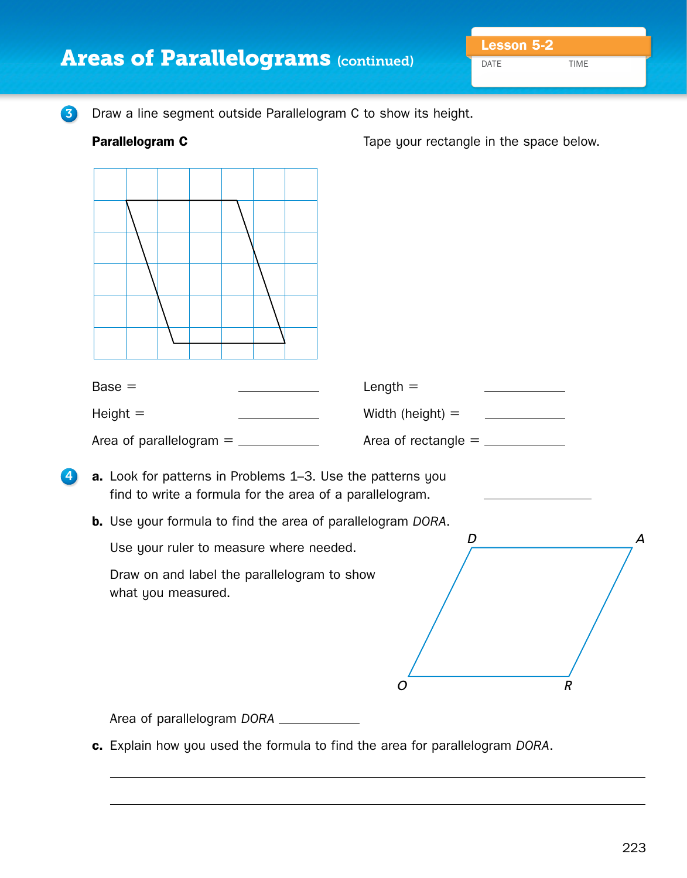# Areas of Parallelograms (continued)

**Lesson 5-2**

DATE TIME

**3** Draw a line segment outside Parallelogram C to show its height.

**Parallelogram C**

Tape your rectangle in the space below.

Base = ____________

Height = ____________

Area of parallelogram = ____________

Length = ____________

Width (height) = ____________

Area of rectangle = ____________

**4** **a.** Look for patterns in Problems 1–3. Use the patterns you find to write a formula for the area of a parallelogram. ____________

**b.** Use your formula to find the area of parallelogram *DORA*.

Use your ruler to measure where needed.

Draw on and label the parallelogram to show what you measured.

D A

O R

Area of parallelogram *DORA* ____________

**c.** Explain how you used the formula to find the area for parallelogram *DORA*.

______________________________________________________________

______________________________________________________________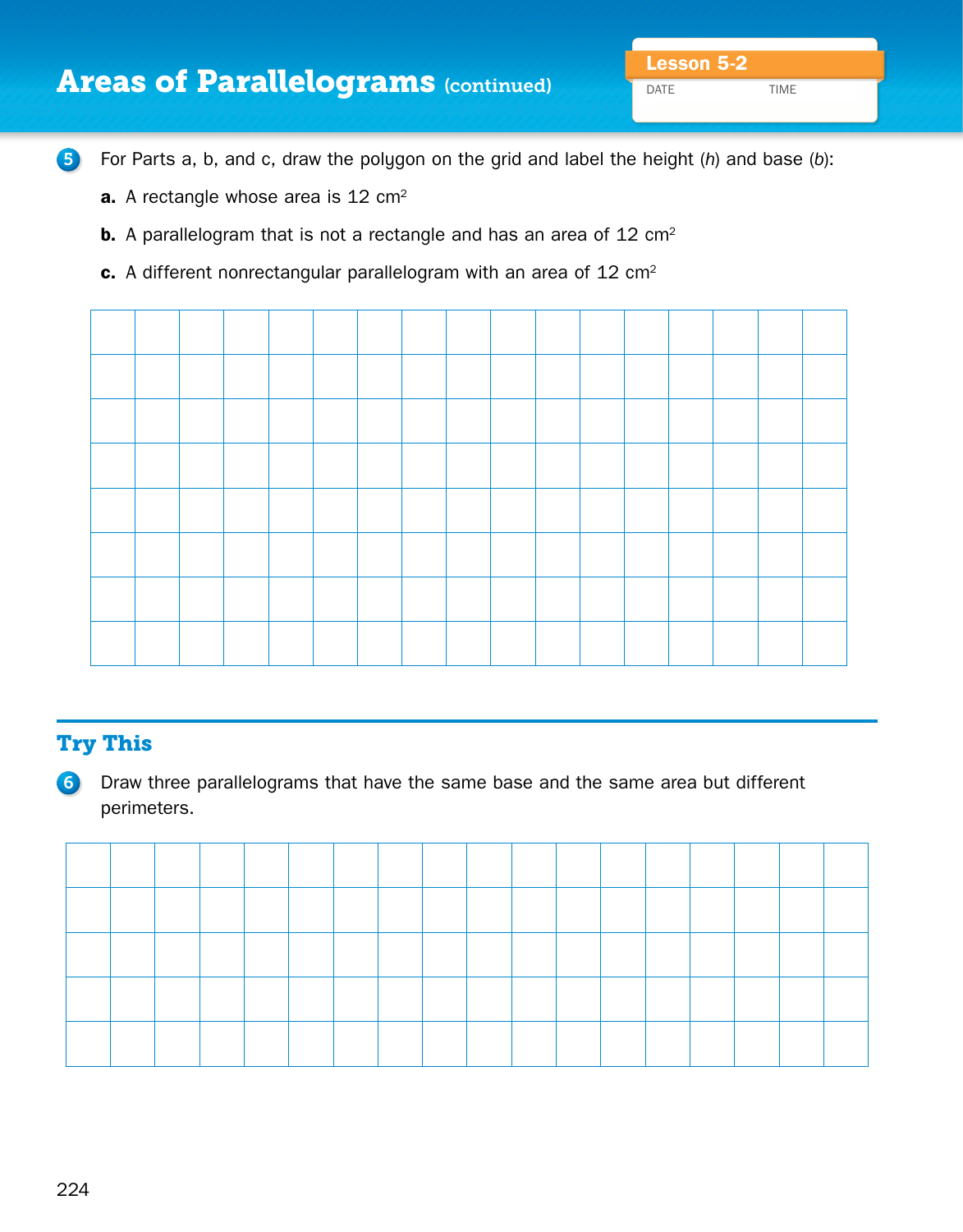# Areas of Parallelograms (continued)

Lesson 5-2

DATE TIME

**5** For Parts a, b, and c, draw the polygon on the grid and label the height ($h$) and base ($b$):

**a.** A rectangle whose area is 12 cm$^2$

**b.** A parallelogram that is not a rectangle and has an area of 12 cm$^2$

**c.** A different nonrectangular parallelogram with an area of 12 cm$^2$

## Try This

**6** Draw three parallelograms that have the same base and the same area but different perimeters.